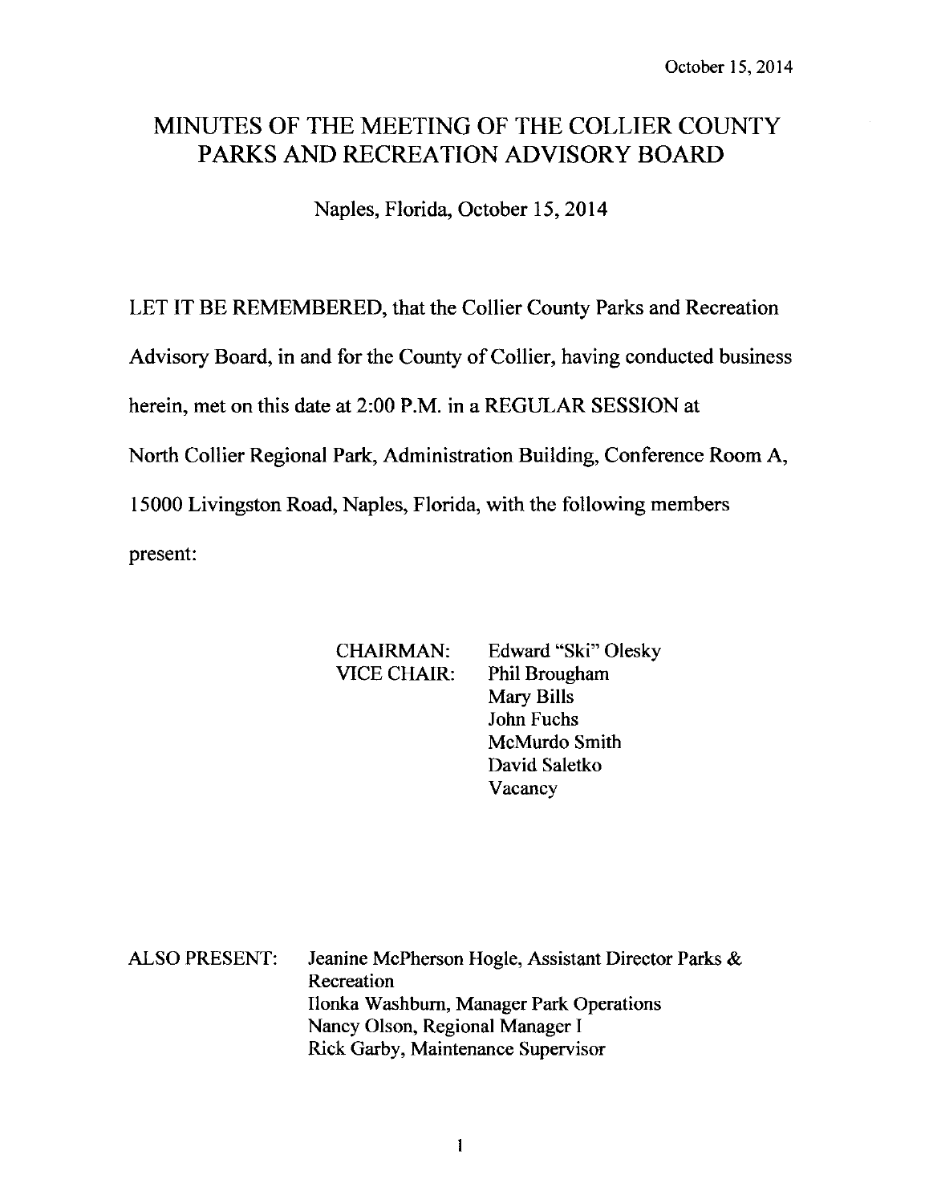October 15, 2014

# MINUTES OF THE MEETING OF THE COLLIER COUNTY PARKS AND RECREATION ADVISORY BOARD

Naples, Florida, October 15, 2014

LET IT BE REMEMBERED, that the Collier County Parks and Recreation Advisory Board, in and for the County of Collier, having conducted business herein, met on this date at 2:00 P.M. in a REGULAR SESSION at North Collier Regional Park, Administration Building, Conference Room A, 15000 Livingston Road, Naples, Florida, with the following members present:

CHAIRMAN: Edward "Ski" Olesky
VICE CHAIR: Phil Brougham
Mary Bills
John Fuchs
McMurdo Smith
David Saletko
Vacancy

ALSO PRESENT: Jeanine McPherson Hogle, Assistant Director Parks & Recreation
Ilonka Washburn, Manager Park Operations
Nancy Olson, Regional Manager I
Rick Garby, Maintenance Supervisor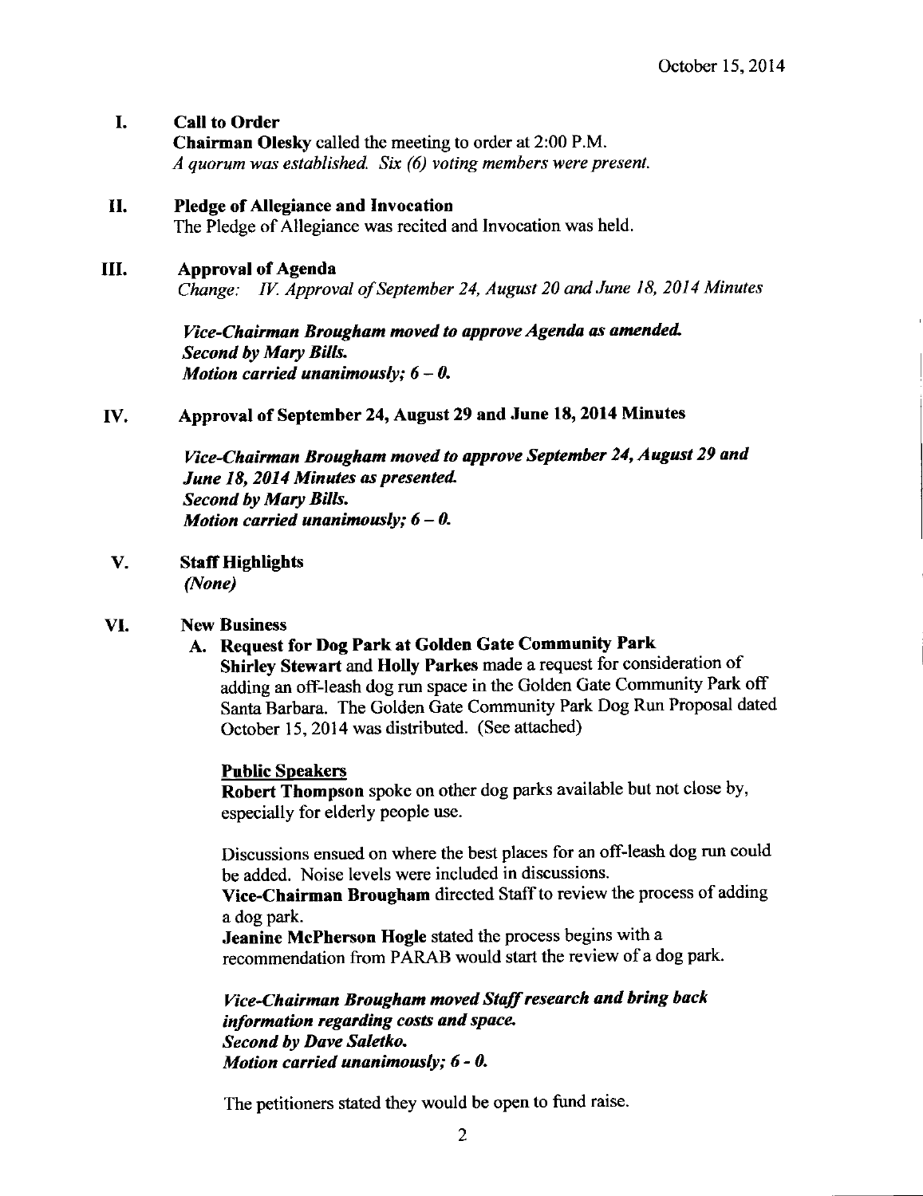October 15, 2014

## I. Call to Order

**Chairman Olesky** called the meeting to order at 2:00 P.M.
*A quorum was established. Six (6) voting members were present.*

## II. Pledge of Allegiance and Invocation

The Pledge of Allegiance was recited and Invocation was held.

## III. Approval of Agenda

*Change: IV. Approval of September 24, August 20 and June 18, 2014 Minutes*

***Vice-Chairman Brougham moved to approve Agenda as amended.***
***Second by Mary Bills.***
***Motion carried unanimously; 6 – 0.***

## IV. Approval of September 24, August 29 and June 18, 2014 Minutes

***Vice-Chairman Brougham moved to approve September 24, August 29 and June 18, 2014 Minutes as presented.***
***Second by Mary Bills.***
***Motion carried unanimously; 6 – 0.***

## V. Staff Highlights

*(None)*

## VI. New Business

### A. Request for Dog Park at Golden Gate Community Park

**Shirley Stewart** and **Holly Parkes** made a request for consideration of adding an off-leash dog run space in the Golden Gate Community Park off Santa Barbara. The Golden Gate Community Park Dog Run Proposal dated October 15, 2014 was distributed. (See attached)

**Public Speakers**

**Robert Thompson** spoke on other dog parks available but not close by, especially for elderly people use.

Discussions ensued on where the best places for an off-leash dog run could be added. Noise levels were included in discussions.
**Vice-Chairman Brougham** directed Staff to review the process of adding a dog park.
**Jeanine McPherson Hogle** stated the process begins with a recommendation from PARAB would start the review of a dog park.

***Vice-Chairman Brougham moved Staff research and bring back information regarding costs and space.***
***Second by Dave Saletko.***
***Motion carried unanimously; 6 - 0.***

The petitioners stated they would be open to fund raise.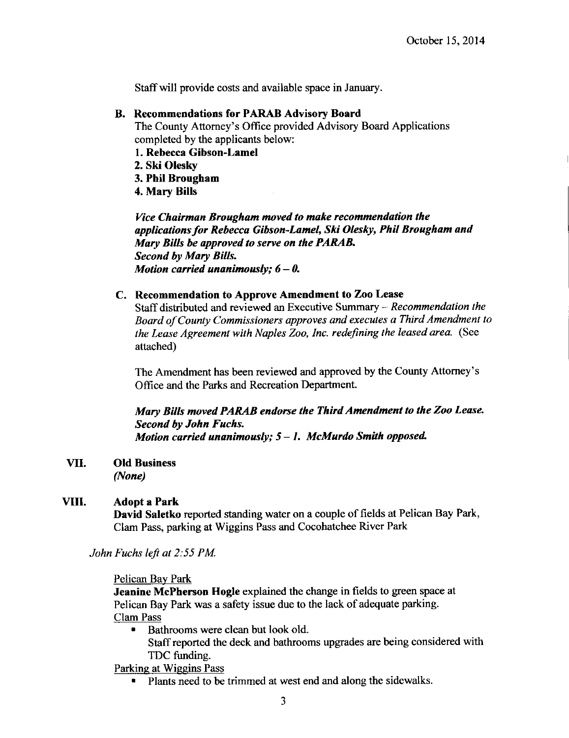Staff will provide costs and available space in January.

**B. Recommendations for PARAB Advisory Board**

The County Attorney's Office provided Advisory Board Applications completed by the applicants below:

**1. Rebecca Gibson-Lamel**
**2. Ski Olesky**
**3. Phil Brougham**
**4. Mary Bills**

***Vice Chairman Brougham moved to make recommendation the applications for Rebecca Gibson-Lamel, Ski Olesky, Phil Brougham and Mary Bills be approved to serve on the PARAB.***
***Second by Mary Bills.***
***Motion carried unanimously; 6 – 0.***

**C. Recommendation to Approve Amendment to Zoo Lease**

Staff distributed and reviewed an Executive Summary – *Recommendation the Board of County Commissioners approves and executes a Third Amendment to the Lease Agreement with Naples Zoo, Inc. redefining the leased area.* (See attached)

The Amendment has been reviewed and approved by the County Attorney's Office and the Parks and Recreation Department.

***Mary Bills moved PARAB endorse the Third Amendment to the Zoo Lease.***
***Second by John Fuchs.***
***Motion carried unanimously; 5 – 1. McMurdo Smith opposed.***

## VII. Old Business

*(None)*

## VIII. Adopt a Park

**David Saletko** reported standing water on a couple of fields at Pelican Bay Park, Clam Pass, parking at Wiggins Pass and Cocohatchee River Park

*John Fuchs left at 2:55 PM.*

Pelican Bay Park

**Jeanine McPherson Hogle** explained the change in fields to green space at Pelican Bay Park was a safety issue due to the lack of adequate parking.

Clam Pass

- Bathrooms were clean but look old.
  Staff reported the deck and bathrooms upgrades are being considered with TDC funding.

Parking at Wiggins Pass

- Plants need to be trimmed at west end and along the sidewalks.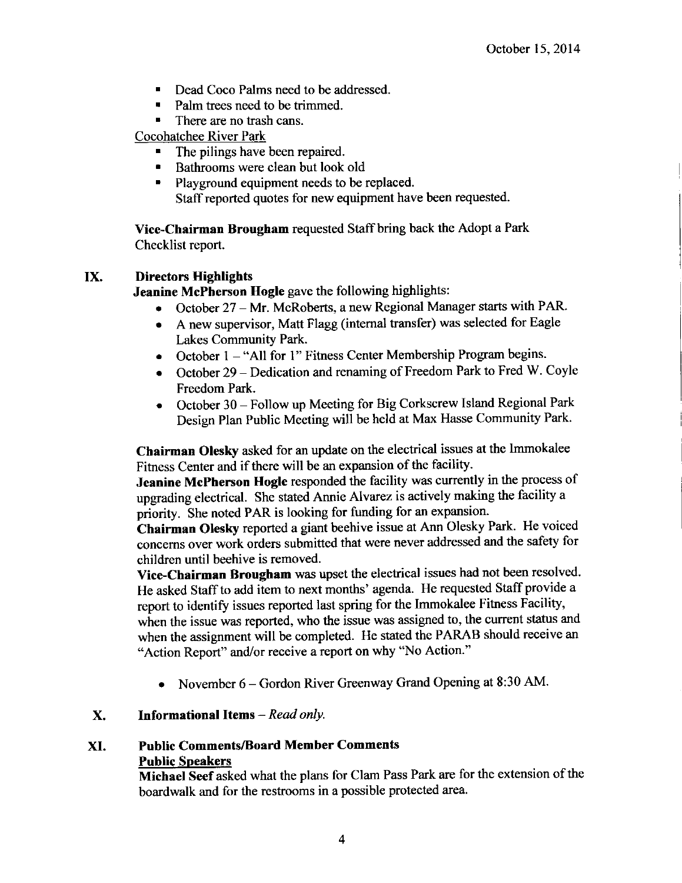- Dead Coco Palms need to be addressed.
- Palm trees need to be trimmed.
- There are no trash cans.

Cocohatchee River Park

- The pilings have been repaired.
- Bathrooms were clean but look old
- Playground equipment needs to be replaced.
  Staff reported quotes for new equipment have been requested.

**Vice-Chairman Brougham** requested Staff bring back the Adopt a Park Checklist report.

## IX. Directors Highlights

**Jeanine McPherson Hogle** gave the following highlights:

- October 27 – Mr. McRoberts, a new Regional Manager starts with PAR.
- A new supervisor, Matt Flagg (internal transfer) was selected for Eagle Lakes Community Park.
- October 1 – "All for 1" Fitness Center Membership Program begins.
- October 29 – Dedication and renaming of Freedom Park to Fred W. Coyle Freedom Park.
- October 30 – Follow up Meeting for Big Corkscrew Island Regional Park Design Plan Public Meeting will be held at Max Hasse Community Park.

**Chairman Olesky** asked for an update on the electrical issues at the Immokalee Fitness Center and if there will be an expansion of the facility.
**Jeanine McPherson Hogle** responded the facility was currently in the process of upgrading electrical. She stated Annie Alvarez is actively making the facility a priority. She noted PAR is looking for funding for an expansion.
**Chairman Olesky** reported a giant beehive issue at Ann Olesky Park. He voiced concerns over work orders submitted that were never addressed and the safety for children until beehive is removed.
**Vice-Chairman Brougham** was upset the electrical issues had not been resolved. He asked Staff to add item to next months' agenda. He requested Staff provide a report to identify issues reported last spring for the Immokalee Fitness Facility, when the issue was reported, who the issue was assigned to, the current status and when the assignment will be completed. He stated the PARAB should receive an "Action Report" and/or receive a report on why "No Action."

- November 6 – Gordon River Greenway Grand Opening at 8:30 AM.

## X. Informational Items – *Read only.*

## XI. Public Comments/Board Member Comments

**Public Speakers**

**Michael Seef** asked what the plans for Clam Pass Park are for the extension of the boardwalk and for the restrooms in a possible protected area.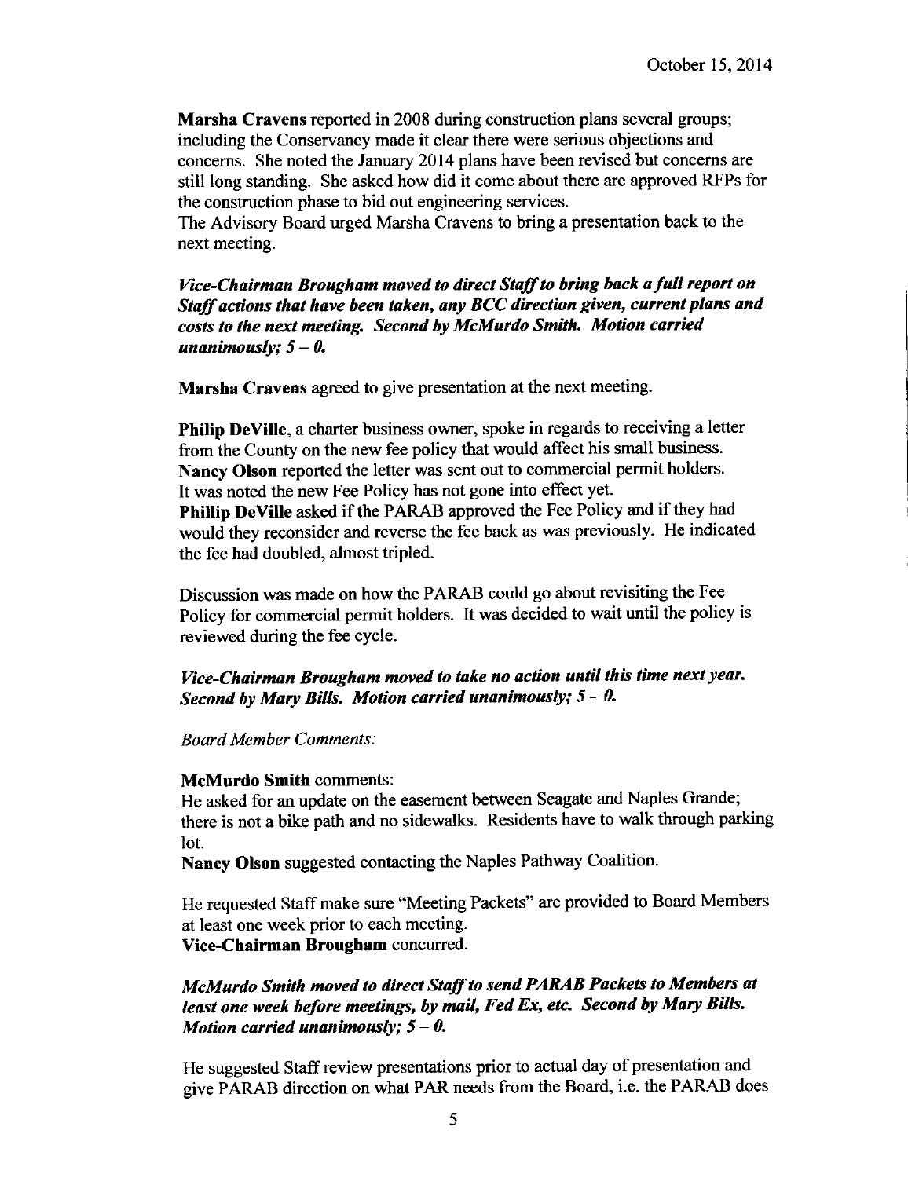**Marsha Cravens** reported in 2008 during construction plans several groups; including the Conservancy made it clear there were serious objections and concerns. She noted the January 2014 plans have been revised but concerns are still long standing. She asked how did it come about there are approved RFPs for the construction phase to bid out engineering services.
The Advisory Board urged Marsha Cravens to bring a presentation back to the next meeting.

***Vice-Chairman Brougham moved to direct Staff to bring back a full report on Staff actions that have been taken, any BCC direction given, current plans and costs to the next meeting. Second by McMurdo Smith. Motion carried unanimously; 5 – 0.***

**Marsha Cravens** agreed to give presentation at the next meeting.

**Philip DeVille**, a charter business owner, spoke in regards to receiving a letter from the County on the new fee policy that would affect his small business.
**Nancy Olson** reported the letter was sent out to commercial permit holders.
It was noted the new Fee Policy has not gone into effect yet.
**Phillip DeVille** asked if the PARAB approved the Fee Policy and if they had would they reconsider and reverse the fee back as was previously. He indicated the fee had doubled, almost tripled.

Discussion was made on how the PARAB could go about revisiting the Fee Policy for commercial permit holders. It was decided to wait until the policy is reviewed during the fee cycle.

***Vice-Chairman Brougham moved to take no action until this time next year. Second by Mary Bills. Motion carried unanimously; 5 – 0.***

*Board Member Comments:*

**McMurdo Smith** comments:
He asked for an update on the easement between Seagate and Naples Grande; there is not a bike path and no sidewalks. Residents have to walk through parking lot.
**Nancy Olson** suggested contacting the Naples Pathway Coalition.

He requested Staff make sure "Meeting Packets" are provided to Board Members at least one week prior to each meeting.
**Vice-Chairman Brougham** concurred.

***McMurdo Smith moved to direct Staff to send PARAB Packets to Members at least one week before meetings, by mail, Fed Ex, etc. Second by Mary Bills. Motion carried unanimously; 5 – 0.***

He suggested Staff review presentations prior to actual day of presentation and give PARAB direction on what PAR needs from the Board, i.e. the PARAB does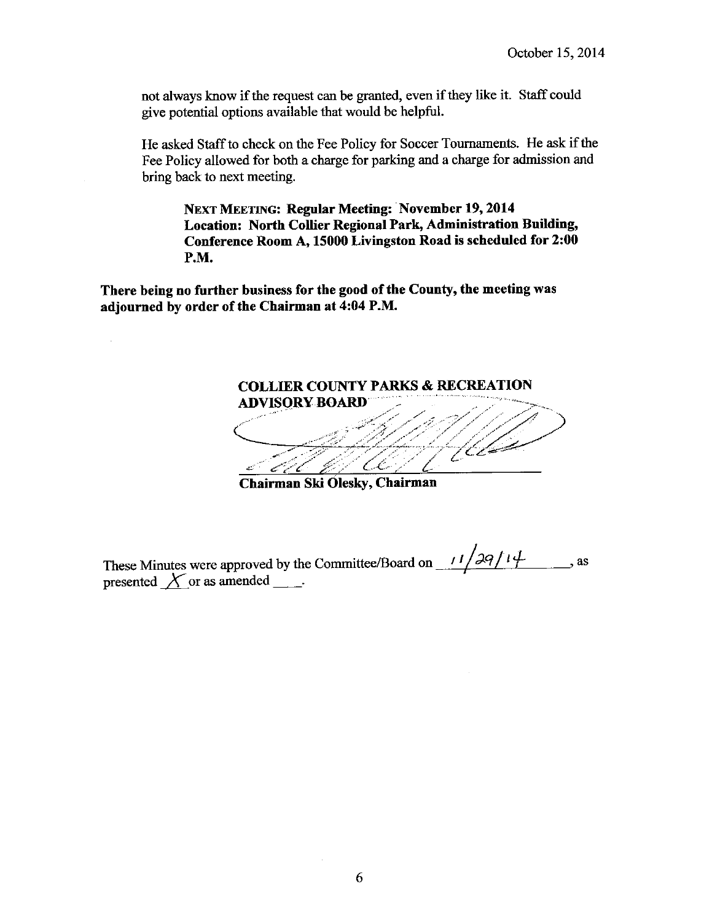not always know if the request can be granted, even if they like it. Staff could give potential options available that would be helpful.

He asked Staff to check on the Fee Policy for Soccer Tournaments. He ask if the Fee Policy allowed for both a charge for parking and a charge for admission and bring back to next meeting.

> **NEXT MEETING: Regular Meeting: November 19, 2014**
> **Location: North Collier Regional Park, Administration Building, Conference Room A, 15000 Livingston Road is scheduled for 2:00 P.M.**

**There being no further business for the good of the County, the meeting was adjourned by order of the Chairman at 4:04 P.M.**

**COLLIER COUNTY PARKS & RECREATION ADVISORY BOARD**

**Chairman Ski Olesky, Chairman**

These Minutes were approved by the Committee/Board on 11/29/14, as presented X or as amended \_\_\_\_.